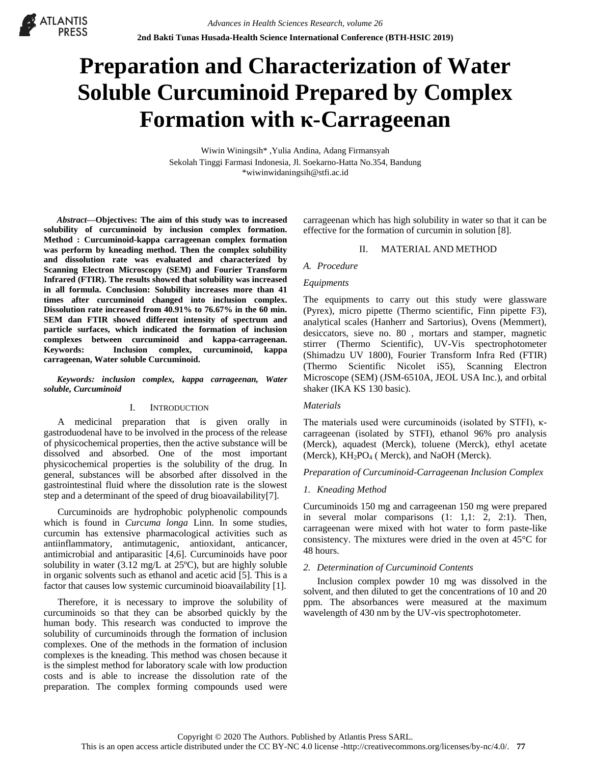# Preparation and Characterization of Water Soluble Curcuminoid Prepared by Complex Formation with κ-Carrageenan

Wiwin Winingsih* ,Yulia Andina, Adang Firmansyah
Sekolah Tinggi Farmasi Indonesia, Jl. Soekarno-Hatta No.354, Bandung
*wiwinwidaningsih@stfi.ac.id

***Abstract*—Objectives: The aim of this study was to increased solubility of curcuminoid by inclusion complex formation. Method : Curcuminoid-kappa carrageenan complex formation was perform by kneading method. Then the complex solubility and dissolution rate was evaluated and characterized by Scanning Electron Microscopy (SEM) and Fourier Transform Infrared (FTIR). The results showed that solubility was increased in all formula. Conclusion: Solubility increases more than 41 times after curcuminoid changed into inclusion complex. Dissolution rate increased from 40.91% to 76.67% in the 60 min. SEM dan FTIR showed different intensity of spectrum and particle surfaces, which indicated the formation of inclusion complexes between curcuminoid and kappa-carrageenan. Keywords: Inclusion complex, curcuminoid, kappa carrageenan, Water soluble Curcuminoid.**

***Keywords: inclusion complex, kappa carrageenan, Water soluble, Curcuminoid***

## I. INTRODUCTION

A medicinal preparation that is given orally in gastroduodenal have to be involved in the process of the release of physicochemical properties, then the active substance will be dissolved and absorbed. One of the most important physicochemical properties is the solubility of the drug. In general, substances will be absorbed after dissolved in the gastrointestinal fluid where the dissolution rate is the slowest step and a determinant of the speed of drug bioavailability[7].

Curcuminoids are hydrophobic polyphenolic compounds which is found in *Curcuma longa* Linn. In some studies, curcumin has extensive pharmacological activities such as antiinflammatory, antimutagenic, antioxidant, anticancer, antimicrobial and antiparasitic [4,6]. Curcuminoids have poor solubility in water (3.12 mg/L at 25ºC), but are highly soluble in organic solvents such as ethanol and acetic acid [5]. This is a factor that causes low systemic curcuminoid bioavailability [1].

Therefore, it is necessary to improve the solubility of curcuminoids so that they can be absorbed quickly by the human body. This research was conducted to improve the solubility of curcuminoids through the formation of inclusion complexes. One of the methods in the formation of inclusion complexes is the kneading. This method was chosen because it is the simplest method for laboratory scale with low production costs and is able to increase the dissolution rate of the preparation. The complex forming compounds used were carrageenan which has high solubility in water so that it can be effective for the formation of curcumin in solution [8].

## II. MATERIAL AND METHOD

### A. Procedure

*Equipments*

The equipments to carry out this study were glassware (Pyrex), micro pipette (Thermo scientific, Finn pipette F3), analytical scales (Hanherr and Sartorius), Ovens (Memmert), desiccators, sieve no. 80 , mortars and stamper, magnetic stirrer (Thermo Scientific), UV-Vis spectrophotometer (Shimadzu UV 1800), Fourier Transform Infra Red (FTIR) (Thermo Scientific Nicolet iS5), Scanning Electron Microscope (SEM) (JSM-6510A, JEOL USA Inc.), and orbital shaker (IKA KS 130 basic).

*Materials*

The materials used were curcuminoids (isolated by STFI), κ-carrageenan (isolated by STFI), ethanol 96% pro analysis (Merck), aquadest (Merck), toluene (Merck), ethyl acetate (Merck), $KH_2PO_4$ ( Merck), and NaOH (Merck).

*Preparation of Curcuminoid-Carrageenan Inclusion Complex*

*1. Kneading Method*

Curcuminoids 150 mg and carrageenan 150 mg were prepared in several molar comparisons (1: 1,1: 2, 2:1). Then, carrageenan were mixed with hot water to form paste-like consistency. The mixtures were dried in the oven at 45°C for 48 hours.

*2. Determination of Curcuminoid Contents*

Inclusion complex powder 10 mg was dissolved in the solvent, and then diluted to get the concentrations of 10 and 20 ppm. The absorbances were measured at the maximum wavelength of 430 nm by the UV-vis spectrophotometer.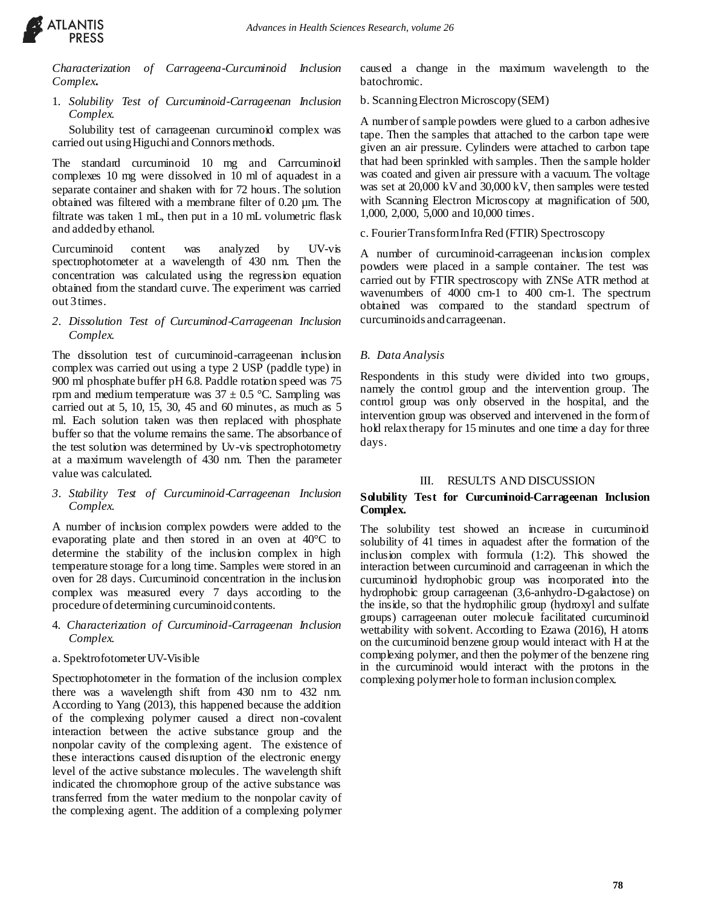*Characterization of Carrageena-Curcuminoid Inclusion Complex.*

1. *Solubility Test of Curcuminoid-Carrageenan Inclusion Complex.*

Solubility test of carrageenan curcuminoid complex was carried out using Higuchi and Connors methods.

The standard curcuminoid 10 mg and Carrcuminoid complexes 10 mg were dissolved in 10 ml of aquadest in a separate container and shaken with for 72 hours. The solution obtained was filtered with a membrane filter of 0.20 µm. The filtrate was taken 1 mL, then put in a 10 mL volumetric flask and added by ethanol.

Curcuminoid content was analyzed by UV-vis spectrophotometer at a wavelength of 430 nm. Then the concentration was calculated using the regression equation obtained from the standard curve. The experiment was carried out 3 times.

2. *Dissolution Test of Curcuminod-Carrageenan Inclusion Complex.*

The dissolution test of curcuminoid-carrageenan inclusion complex was carried out using a type 2 USP (paddle type) in 900 ml phosphate buffer pH 6.8. Paddle rotation speed was 75 rpm and medium temperature was 37 ± 0.5 °C. Sampling was carried out at 5, 10, 15, 30, 45 and 60 minutes, as much as 5 ml. Each solution taken was then replaced with phosphate buffer so that the volume remains the same. The absorbance of the test solution was determined by Uv-vis spectrophotometry at a maximum wavelength of 430 nm. Then the parameter value was calculated.

3. *Stability Test of Curcuminoid-Carrageenan Inclusion Complex.*

A number of inclusion complex powders were added to the evaporating plate and then stored in an oven at 40°C to determine the stability of the inclusion complex in high temperature storage for a long time. Samples were stored in an oven for 28 days. Curcuminoid concentration in the inclusion complex was measured every 7 days according to the procedure of determining curcuminoid contents.

4. *Characterization of Curcuminoid-Carrageenan Inclusion Complex.*

a. Spektrofotometer UV-Visible

Spectrophotometer in the formation of the inclusion complex there was a wavelength shift from 430 nm to 432 nm. According to Yang (2013), this happened because the addition of the complexing polymer caused a direct non-covalent interaction between the active substance group and the nonpolar cavity of the complexing agent. The existence of these interactions caused disruption of the electronic energy level of the active substance molecules. The wavelength shift indicated the chromophore group of the active substance was transferred from the water medium to the nonpolar cavity of the complexing agent. The addition of a complexing polymer caused a change in the maximum wavelength to the batochromic.

b. Scanning Electron Microscopy (SEM)

A number of sample powders were glued to a carbon adhesive tape. Then the samples that attached to the carbon tape were given an air pressure. Cylinders were attached to carbon tape that had been sprinkled with samples. Then the sample holder was coated and given air pressure with a vacuum. The voltage was set at 20,000 kV and 30,000 kV, then samples were tested with Scanning Electron Microscopy at magnification of 500, 1,000, 2,000, 5,000 and 10,000 times.

c. Fourier Transform Infra Red (FTIR) Spectroscopy

A number of curcuminoid-carrageenan inclusion complex powders were placed in a sample container. The test was carried out by FTIR spectroscopy with ZNSe ATR method at wavenumbers of 4000 cm-1 to 400 cm-1. The spectrum obtained was compared to the standard spectrum of curcuminoids and carrageenan.

### *B. Data Analysis*

Respondents in this study were divided into two groups, namely the control group and the intervention group. The control group was only observed in the hospital, and the intervention group was observed and intervened in the form of hold relax therapy for 15 minutes and one time a day for three days.

## III. RESULTS AND DISCUSSION

**Solubility Test for Curcuminoid-Carrageenan Inclusion Complex.**

The solubility test showed an increase in curcuminoid solubility of 41 times in aquadest after the formation of the inclusion complex with formula (1:2). This showed the interaction between curcuminoid and carrageenan in which the curcuminoid hydrophobic group was incorporated into the hydrophobic group carrageenan (3,6-anhydro-D-galactose) on the inside, so that the hydrophilic group (hydroxyl and sulfate groups) carrageenan outer molecule facilitated curcuminoid wettability with solvent. According to Ezawa (2016), H atoms on the curcuminoid benzene group would interact with H at the complexing polymer, and then the polymer of the benzene ring in the curcuminoid would interact with the protons in the complexing polymer hole to form an inclusion complex.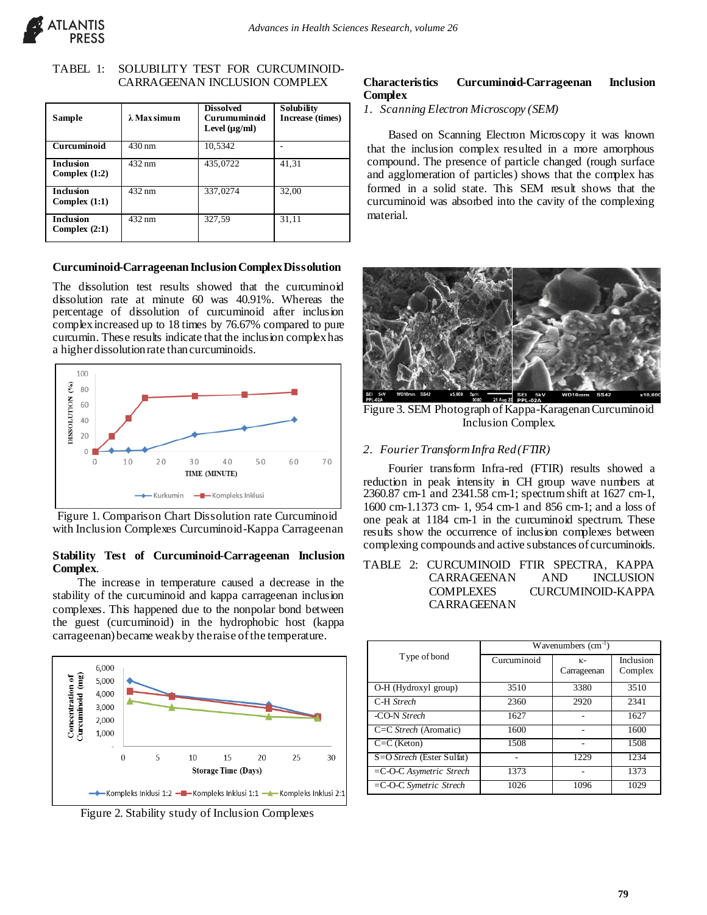TABEL 1: SOLUBILITY TEST FOR CURCUMINOID-CARRAGEENAN INCLUSION COMPLEX

| Sample | λ Maxsimum | Dissolved Curumuminoid Level (µg/ml) | Solubility Increase (times) |
|---|---|---|---|
| Curcuminoid | 430 nm | 10,5342 | - |
| Inclusion Complex (1:2) | 432 nm | 435,0722 | 41,31 |
| Inclusion Complex (1:1) | 432 nm | 337,0274 | 32,00 |
| Inclusion Complex (2:1) | 432 nm | 327,59 | 31,11 |

**Curcuminoid-Carrageenan Inclusion Complex Dissolution**

The dissolution test results showed that the curcuminoid dissolution rate at minute 60 was 40.91%. Whereas the percentage of dissolution of curcuminoid after inclusion complex increased up to 18 times by 76.67% compared to pure curcumin. These results indicate that the inclusion complex has a higher dissolution rate than curcuminoids.

Figure 1. Comparison Chart Dissolution rate Curcuminoid with Inclusion Complexes Curcuminoid-Kappa Carrageenan

**Stability Test of Curcuminoid-Carrageenan Inclusion Complex.**

The increase in temperature caused a decrease in the stability of the curcuminoid and kappa carrageenan inclusion complexes. This happened due to the nonpolar bond between the guest (curcuminoid) in the hydrophobic host (kappa carrageenan) became weak by the raise of the temperature.

Figure 2. Stability study of Inclusion Complexes

**Characteristics Curcuminoid-Carrageenan Inclusion Complex**

1. *Scanning Electron Microscopy (SEM)*

Based on Scanning Electron Microscopy it was known that the inclusion complex resulted in a more amorphous compound. The presence of particle changed (rough surface and agglomeration of particles) shows that the complex has formed in a solid state. This SEM result shows that the curcuminoid was absorbed into the cavity of the complexing material.

Figure 3. SEM Photograph of Kappa-Karagenan Curcuminoid Inclusion Complex.

2. *Fourier Transform Infra Red (FTIR)*

Fourier transform Infra-red (FTIR) results showed a reduction in peak intensity in CH group wave numbers at 2360.87 cm-1 and 2341.58 cm-1; spectrum shift at 1627 cm-1, 1600 cm-1.1373 cm- 1, 954 cm-1 and 856 cm-1; and a loss of one peak at 1184 cm-1 in the curcuminoid spectrum. These results show the occurrence of inclusion complexes between complexing compounds and active substances of curcuminoids.

TABLE 2: CURCUMINOID FTIR SPECTRA, KAPPA CARRAGEENAN AND INCLUSION COMPLEXES CURCUMINOID-KAPPA CARRAGEENAN

| Type of bond | Wavenumbers ($cm^{-1}$) | | |
|---|---|---|---|
| | Curcuminoid | κ-Carrageenan | Inclusion Complex |
| O-H (Hydroxyl group) | 3510 | 3380 | 3510 |
| C-H *Strech* | 2360 | 2920 | 2341 |
| -CO-N *Strech* | 1627 | - | 1627 |
| C=C *Strech* (Aromatic) | 1600 | - | 1600 |
| C=C (Keton) | 1508 | - | 1508 |
| S=O *Strech* (Ester Sulfat) | - | 1229 | 1234 |
| =C-O-C *Asymetric Strech* | 1373 | - | 1373 |
| =C-O-C *Symetric Strech* | 1026 | 1096 | 1029 |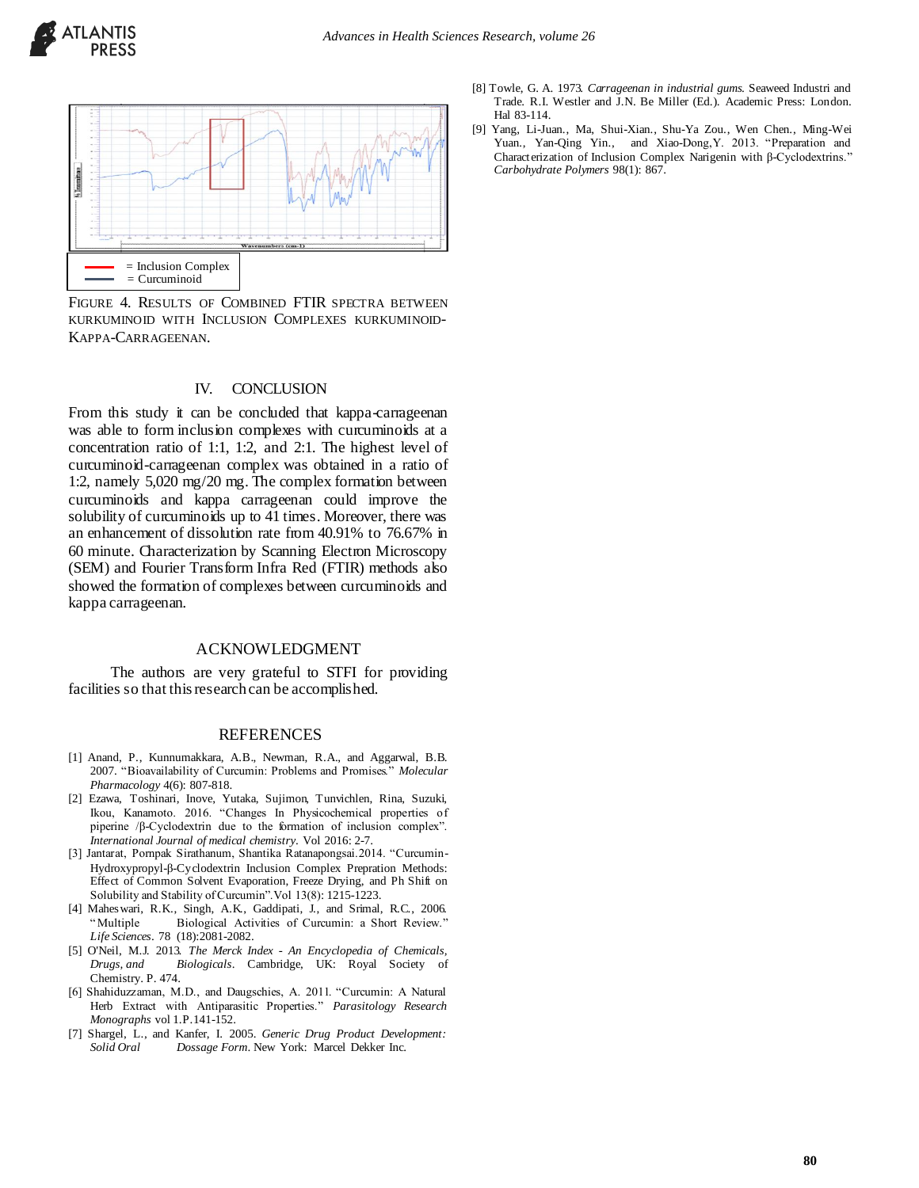= Inclusion Complex
= Curcuminoid

FIGURE 4. RESULTS OF COMBINED FTIR SPECTRA BETWEEN KURKUMINOID WITH INCLUSION COMPLEXES KURKUMINOID-KAPPA-CARRAGEENAN.

## IV. CONCLUSION

From this study it can be concluded that kappa-carrageenan was able to form inclusion complexes with curcuminoids at a concentration ratio of 1:1, 1:2, and 2:1. The highest level of curcuminoid-carrageenan complex was obtained in a ratio of 1:2, namely 5,020 mg/20 mg. The complex formation between curcuminoids and kappa carrageenan could improve the solubility of curcuminoids up to 41 times. Moreover, there was an enhancement of dissolution rate from 40.91% to 76.67% in 60 minute. Characterization by Scanning Electron Microscopy (SEM) and Fourier Transform Infra Red (FTIR) methods also showed the formation of complexes between curcuminoids and kappa carrageenan.

## ACKNOWLEDGMENT

The authors are very grateful to STFI for providing facilities so that this research can be accomplished.

## REFERENCES

[1] Anand, P., Kunnumakkara, A.B., Newman, R.A., and Aggarwal, B.B. 2007. "Bioavailability of Curcumin: Problems and Promises." *Molecular Pharmacology* 4(6): 807-818.

[2] Ezawa, Toshinari, Inove, Yutaka, Sujimon, Tunvichlen, Rina, Suzuki, Ikou, Kanamoto. 2016. "Changes In Physicochemical properties of piperine /β-Cyclodextrin due to the formation of inclusion complex". *International Journal of medical chemistry*. Vol 2016: 2-7.

[3] Jantarat, Pornpak Sirathanum, Shantika Ratanapongsai.2014. "Curcumin-Hydroxypropyl-β-Cyclodextrin Inclusion Complex Prepration Methods: Effect of Common Solvent Evaporation, Freeze Drying, and Ph Shift on Solubility and Stability of Curcumin".Vol 13(8): 1215-1223.

[4] Maheswari, R.K., Singh, A.K., Gaddipati, J., and Srimal, R.C., 2006. "Multiple Biological Activities of Curcumin: a Short Review." *Life Sciences*. 78 (18):2081-2082.

[5] O'Neil, M.J. 2013. *The Merck Index - An Encyclopedia of Chemicals, Drugs, and Biologicals*. Cambridge, UK: Royal Society of Chemistry. P. 474.

[6] Shahiduzzaman, M.D., and Daugschies, A. 2011. "Curcumin: A Natural Herb Extract with Antiparasitic Properties." *Parasitology Research Monographs* vol 1.P.141-152.

[7] Shargel, L., and Kanfer, I. 2005. *Generic Drug Product Development: Solid Oral Dossage Form*. New York: Marcel Dekker Inc.

[8] Towle, G. A. 1973. *Carrageenan in industrial gums*. Seaweed Industri and Trade. R.I. Westler and J.N. Be Miller (Ed.). Academic Press: London. Hal 83-114.

[9] Yang, Li-Juan., Ma, Shui-Xian., Shu-Ya Zou., Wen Chen., Ming-Wei Yuan., Yan-Qing Yin., and Xiao-Dong,Y. 2013. "Preparation and Characterization of Inclusion Complex Narigenin with β-Cyclodextrins." *Carbohydrate Polymers* 98(1): 867.